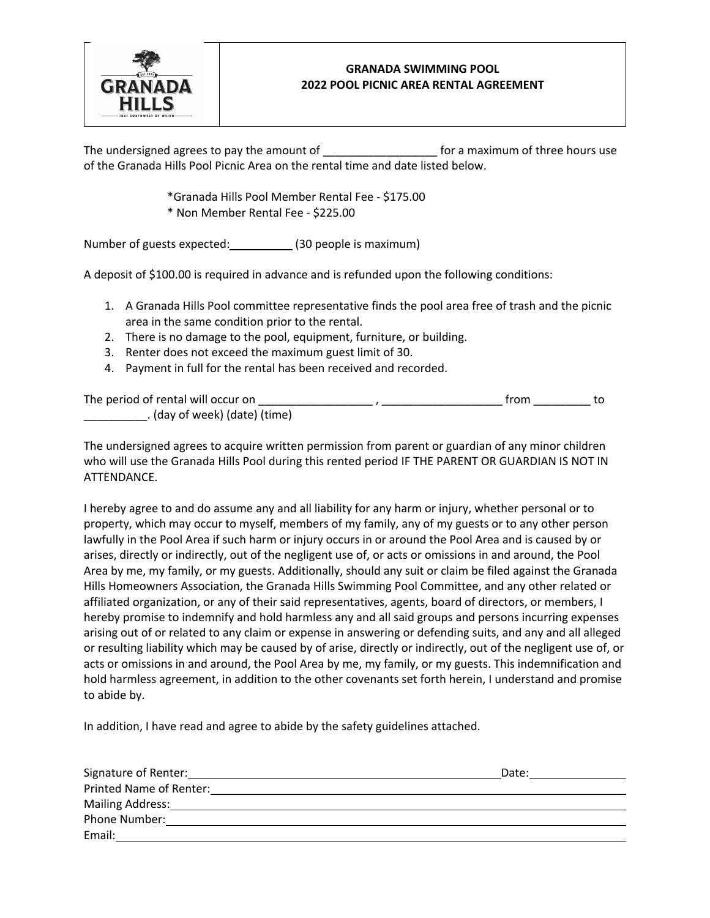# GRANADA SWIMMING POOL
## 2022 POOL PICNIC AREA RENTAL AGREEMENT

The undersigned agrees to pay the amount of __________________ for a maximum of three hours use of the Granada Hills Pool Picnic Area on the rental time and date listed below.

*Granada Hills Pool Member Rental Fee - $175.00
* Non Member Rental Fee - $225.00

Number of guests expected:__________ (30 people is maximum)

A deposit of $100.00 is required in advance and is refunded upon the following conditions:

1. A Granada Hills Pool committee representative finds the pool area free of trash and the picnic area in the same condition prior to the rental.
2. There is no damage to the pool, equipment, furniture, or building.
3. Renter does not exceed the maximum guest limit of 30.
4. Payment in full for the rental has been received and recorded.

The period of rental will occur on __________________ , ___________________ from _________ to __________. (day of week) (date) (time)

The undersigned agrees to acquire written permission from parent or guardian of any minor children who will use the Granada Hills Pool during this rented period IF THE PARENT OR GUARDIAN IS NOT IN ATTENDANCE.

I hereby agree to and do assume any and all liability for any harm or injury, whether personal or to property, which may occur to myself, members of my family, any of my guests or to any other person lawfully in the Pool Area if such harm or injury occurs in or around the Pool Area and is caused by or arises, directly or indirectly, out of the negligent use of, or acts or omissions in and around, the Pool Area by me, my family, or my guests. Additionally, should any suit or claim be filed against the Granada Hills Homeowners Association, the Granada Hills Swimming Pool Committee, and any other related or affiliated organization, or any of their said representatives, agents, board of directors, or members, I hereby promise to indemnify and hold harmless any and all said groups and persons incurring expenses arising out of or related to any claim or expense in answering or defending suits, and any and all alleged or resulting liability which may be caused by of arise, directly or indirectly, out of the negligent use of, or acts or omissions in and around, the Pool Area by me, my family, or my guests. This indemnification and hold harmless agreement, in addition to the other covenants set forth herein, I understand and promise to abide by.

In addition, I have read and agree to abide by the safety guidelines attached.

Signature of Renter:________________________________________ Date:______________
Printed Name of Renter:________________________________________
Mailing Address:________________________________________
Phone Number:________________________________________
Email:________________________________________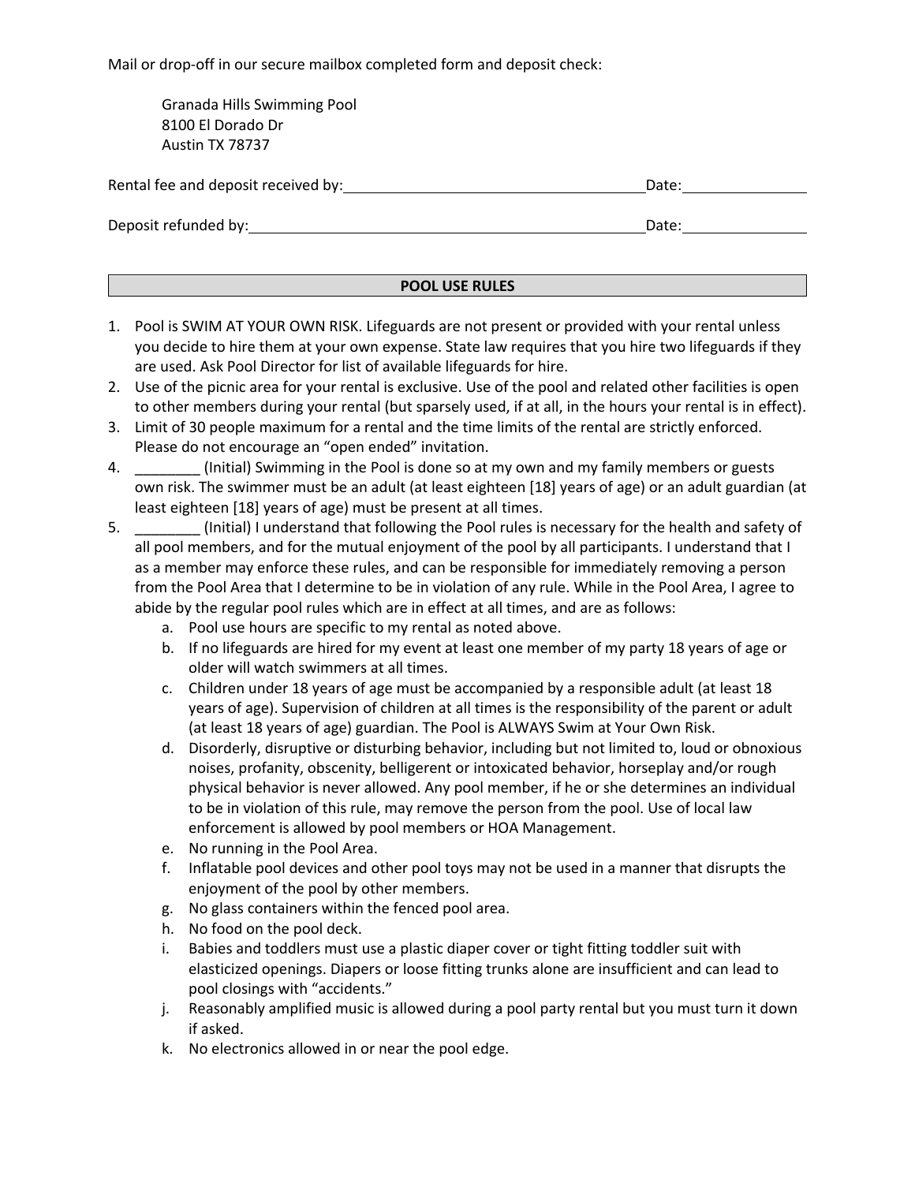Mail or drop-off in our secure mailbox completed form and deposit check:

Granada Hills Swimming Pool
8100 El Dorado Dr
Austin TX 78737

Rental fee and deposit received by:________________________________________Date:______________

Deposit refunded by:________________________________________________Date:______________

## POOL USE RULES

1. Pool is SWIM AT YOUR OWN RISK. Lifeguards are not present or provided with your rental unless you decide to hire them at your own expense. State law requires that you hire two lifeguards if they are used. Ask Pool Director for list of available lifeguards for hire.
2. Use of the picnic area for your rental is exclusive. Use of the pool and related other facilities is open to other members during your rental (but sparsely used, if at all, in the hours your rental is in effect).
3. Limit of 30 people maximum for a rental and the time limits of the rental are strictly enforced. Please do not encourage an "open ended" invitation.
4. ________ (Initial) Swimming in the Pool is done so at my own and my family members or guests own risk. The swimmer must be an adult (at least eighteen [18] years of age) or an adult guardian (at least eighteen [18] years of age) must be present at all times.
5. ________ (Initial) I understand that following the Pool rules is necessary for the health and safety of all pool members, and for the mutual enjoyment of the pool by all participants. I understand that I as a member may enforce these rules, and can be responsible for immediately removing a person from the Pool Area that I determine to be in violation of any rule. While in the Pool Area, I agree to abide by the regular pool rules which are in effect at all times, and are as follows:
   a. Pool use hours are specific to my rental as noted above.
   b. If no lifeguards are hired for my event at least one member of my party 18 years of age or older will watch swimmers at all times.
   c. Children under 18 years of age must be accompanied by a responsible adult (at least 18 years of age). Supervision of children at all times is the responsibility of the parent or adult (at least 18 years of age) guardian. The Pool is ALWAYS Swim at Your Own Risk.
   d. Disorderly, disruptive or disturbing behavior, including but not limited to, loud or obnoxious noises, profanity, obscenity, belligerent or intoxicated behavior, horseplay and/or rough physical behavior is never allowed. Any pool member, if he or she determines an individual to be in violation of this rule, may remove the person from the pool. Use of local law enforcement is allowed by pool members or HOA Management.
   e. No running in the Pool Area.
   f. Inflatable pool devices and other pool toys may not be used in a manner that disrupts the enjoyment of the pool by other members.
   g. No glass containers within the fenced pool area.
   h. No food on the pool deck.
   i. Babies and toddlers must use a plastic diaper cover or tight fitting toddler suit with elasticized openings. Diapers or loose fitting trunks alone are insufficient and can lead to pool closings with "accidents."
   j. Reasonably amplified music is allowed during a pool party rental but you must turn it down if asked.
   k. No electronics allowed in or near the pool edge.